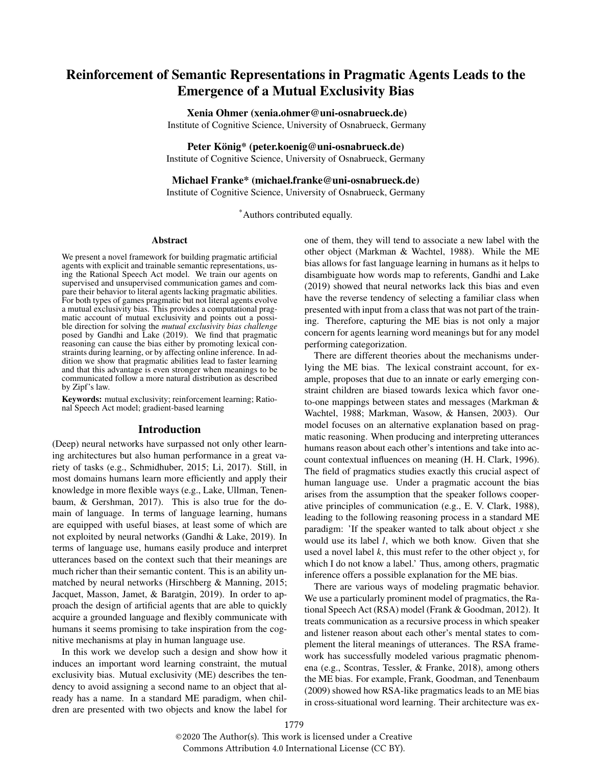# Reinforcement of Semantic Representations in Pragmatic Agents Leads to the Emergence of a Mutual Exclusivity Bias

**Xenia Ohmer (xenia.ohmer@uni-osnabrueck.de)**
Institute of Cognitive Science, University of Osnabrueck, Germany

**Peter König* (peter.koenig@uni-osnabrueck.de)**
Institute of Cognitive Science, University of Osnabrueck, Germany

**Michael Franke* (michael.franke@uni-osnabrueck.de)**
Institute of Cognitive Science, University of Osnabrueck, Germany

*Authors contributed equally.

## Abstract

We present a novel framework for building pragmatic artificial agents with explicit and trainable semantic representations, using the Rational Speech Act model. We train our agents on supervised and unsupervised communication games and compare their behavior to literal agents lacking pragmatic abilities. For both types of games pragmatic but not literal agents evolve a mutual exclusivity bias. This provides a computational pragmatic account of mutual exclusivity and points out a possible direction for solving the *mutual exclusivity bias challenge* posed by Gandhi and Lake (2019). We find that pragmatic reasoning can cause the bias either by promoting lexical constraints during learning, or by affecting online inference. In addition we show that pragmatic abilities lead to faster learning and that this advantage is even stronger when meanings to be communicated follow a more natural distribution as described by Zipf's law.

**Keywords:** mutual exclusivity; reinforcement learning; Rational Speech Act model; gradient-based learning

## Introduction

(Deep) neural networks have surpassed not only other learning architectures but also human performance in a great variety of tasks (e.g., Schmidhuber, 2015; Li, 2017). Still, in most domains humans learn more efficiently and apply their knowledge in more flexible ways (e.g., Lake, Ullman, Tenenbaum, & Gershman, 2017). This is also true for the domain of language. In terms of language learning, humans are equipped with useful biases, at least some of which are not exploited by neural networks (Gandhi & Lake, 2019). In terms of language use, humans easily produce and interpret utterances based on the context such that their meanings are much richer than their semantic content. This is an ability unmatched by neural networks (Hirschberg & Manning, 2015; Jacquet, Masson, Jamet, & Baratgin, 2019). In order to approach the design of artificial agents that are able to quickly acquire a grounded language and flexibly communicate with humans it seems promising to take inspiration from the cognitive mechanisms at play in human language use.

In this work we develop such a design and show how it induces an important word learning constraint, the mutual exclusivity bias. Mutual exclusivity (ME) describes the tendency to avoid assigning a second name to an object that already has a name. In a standard ME paradigm, when children are presented with two objects and know the label for one of them, they will tend to associate a new label with the other object (Markman & Wachtel, 1988). While the ME bias allows for fast language learning in humans as it helps to disambiguate how words map to referents, Gandhi and Lake (2019) showed that neural networks lack this bias and even have the reverse tendency of selecting a familiar class when presented with input from a class that was not part of the training. Therefore, capturing the ME bias is not only a major concern for agents learning word meanings but for any model performing categorization.

There are different theories about the mechanisms underlying the ME bias. The lexical constraint account, for example, proposes that due to an innate or early emerging constraint children are biased towards lexica which favor one-to-one mappings between states and messages (Markman & Wachtel, 1988; Markman, Wasow, & Hansen, 2003). Our model focuses on an alternative explanation based on pragmatic reasoning. When producing and interpreting utterances humans reason about each other's intentions and take into account contextual influences on meaning (H. H. Clark, 1996). The field of pragmatics studies exactly this crucial aspect of human language use. Under a pragmatic account the bias arises from the assumption that the speaker follows cooperative principles of communication (e.g., E. V. Clark, 1988), leading to the following reasoning process in a standard ME paradigm: 'If the speaker wanted to talk about object $x$ she would use its label $l$, which we both know. Given that she used a novel label $k$, this must refer to the other object $y$, for which I do not know a label.' Thus, among others, pragmatic inference offers a possible explanation for the ME bias.

There are various ways of modeling pragmatic behavior. We use a particularly prominent model of pragmatics, the Rational Speech Act (RSA) model (Frank & Goodman, 2012). It treats communication as a recursive process in which speaker and listener reason about each other's mental states to complement the literal meanings of utterances. The RSA framework has successfully modeled various pragmatic phenomena (e.g., Scontras, Tessler, & Franke, 2018), among others the ME bias. For example, Frank, Goodman, and Tenenbaum (2009) showed how RSA-like pragmatics leads to an ME bias in cross-situational word learning. Their architecture was ex-

©2020 The Author(s). This work is licensed under a Creative Commons Attribution 4.0 International License (CC BY).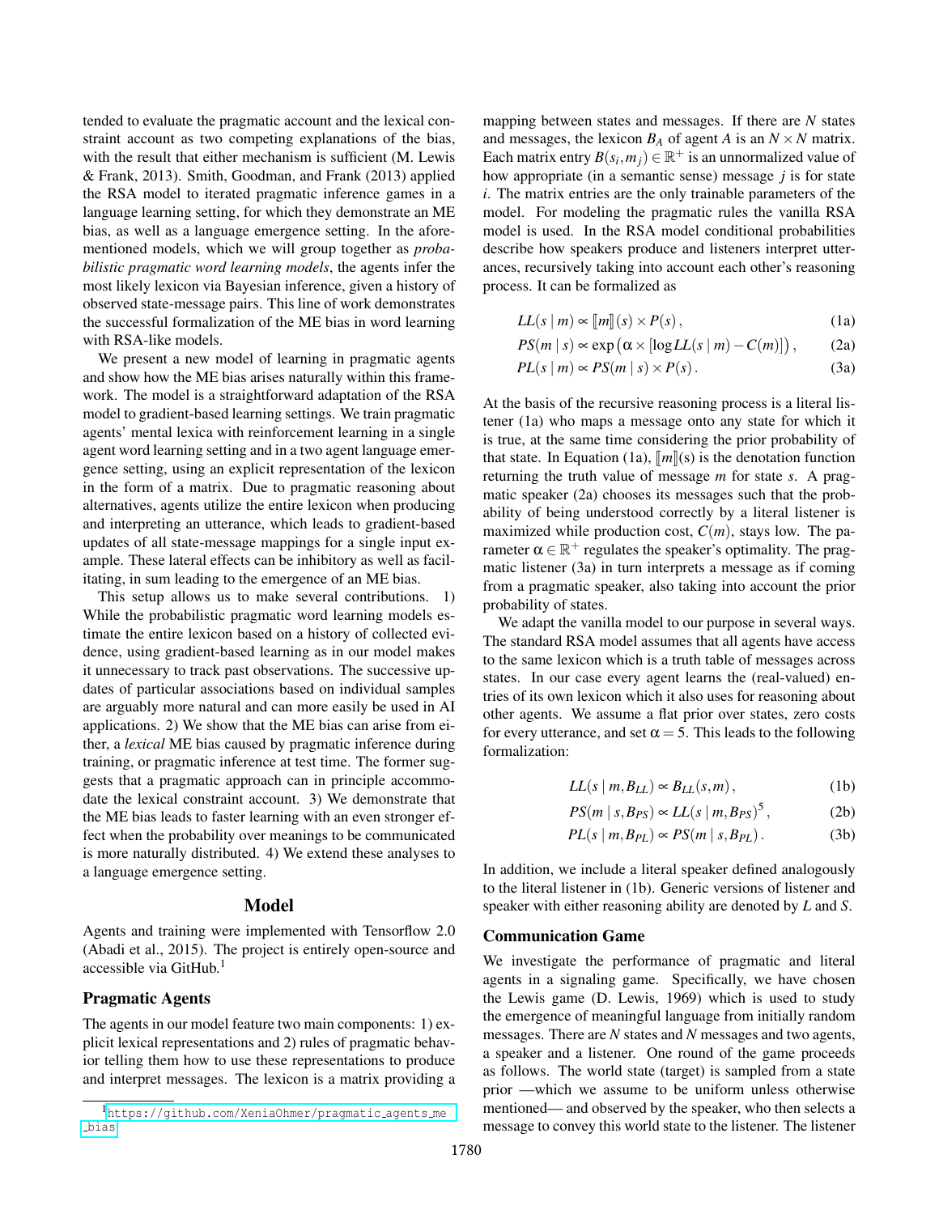tended to evaluate the pragmatic account and the lexical constraint account as two competing explanations of the bias, with the result that either mechanism is sufficient (M. Lewis & Frank, 2013). Smith, Goodman, and Frank (2013) applied the RSA model to iterated pragmatic inference games in a language learning setting, for which they demonstrate an ME bias, as well as a language emergence setting. In the aforementioned models, which we will group together as *probabilistic pragmatic word learning models*, the agents infer the most likely lexicon via Bayesian inference, given a history of observed state-message pairs. This line of work demonstrates the successful formalization of the ME bias in word learning with RSA-like models.

We present a new model of learning in pragmatic agents and show how the ME bias arises naturally within this framework. The model is a straightforward adaptation of the RSA model to gradient-based learning settings. We train pragmatic agents' mental lexica with reinforcement learning in a single agent word learning setting and in a two agent language emergence setting, using an explicit representation of the lexicon in the form of a matrix. Due to pragmatic reasoning about alternatives, agents utilize the entire lexicon when producing and interpreting an utterance, which leads to gradient-based updates of all state-message mappings for a single input example. These lateral effects can be inhibitory as well as facilitating, in sum leading to the emergence of an ME bias.

This setup allows us to make several contributions. 1) While the probabilistic pragmatic word learning models estimate the entire lexicon based on a history of collected evidence, using gradient-based learning as in our model makes it unnecessary to track past observations. The successive updates of particular associations based on individual samples are arguably more natural and can more easily be used in AI applications. 2) We show that the ME bias can arise from either, a *lexical* ME bias caused by pragmatic inference during training, or pragmatic inference at test time. The former suggests that a pragmatic approach can in principle accommodate the lexical constraint account. 3) We demonstrate that the ME bias leads to faster learning with an even stronger effect when the probability over meanings to be communicated is more naturally distributed. 4) We extend these analyses to a language emergence setting.

## Model

Agents and training were implemented with Tensorflow 2.0 (Abadi et al., 2015). The project is entirely open-source and accessible via GitHub.[1]

### Pragmatic Agents

The agents in our model feature two main components: 1) explicit lexical representations and 2) rules of pragmatic behavior telling them how to use these representations to produce and interpret messages. The lexicon is a matrix providing a mapping between states and messages. If there are $N$ states and messages, the lexicon $B_A$ of agent $A$ is an $N \times N$ matrix. Each matrix entry $B(s_i, m_j) \in \mathbb{R}^+$ is an unnormalized value of how appropriate (in a semantic sense) message $j$ is for state $i$. The matrix entries are the only trainable parameters of the model. For modeling the pragmatic rules the vanilla RSA model is used. In the RSA model conditional probabilities describe how speakers produce and listeners interpret utterances, recursively taking into account each other's reasoning process. It can be formalized as

$$LL(s \mid m) \propto [\![m]\!](s) \times P(s)\,, \tag{1a}$$

$$PS(m \mid s) \propto \exp\left(\alpha \times [\log LL(s \mid m) - C(m)]\right), \tag{2a}$$

$$PL(s \mid m) \propto PS(m \mid s) \times P(s)\,. \tag{3a}$$

At the basis of the recursive reasoning process is a literal listener (1a) who maps a message onto any state for which it is true, at the same time considering the prior probability of that state. In Equation (1a), $[\![m]\!](s)$ is the denotation function returning the truth value of message $m$ for state $s$. A pragmatic speaker (2a) chooses its messages such that the probability of being understood correctly by a literal listener is maximized while production cost, $C(m)$, stays low. The parameter $\alpha \in \mathbb{R}^+$ regulates the speaker's optimality. The pragmatic listener (3a) in turn interprets a message as if coming from a pragmatic speaker, also taking into account the prior probability of states.

We adapt the vanilla model to our purpose in several ways. The standard RSA model assumes that all agents have access to the same lexicon which is a truth table of messages across states. In our case every agent learns the (real-valued) entries of its own lexicon which it also uses for reasoning about other agents. We assume a flat prior over states, zero costs for every utterance, and set $\alpha = 5$. This leads to the following formalization:

$$LL(s \mid m, B_{LL}) \propto B_{LL}(s, m)\,, \tag{1b}$$

$$PS(m \mid s, B_{PS}) \propto LL(s \mid m, B_{PS})^5\,, \tag{2b}$$

$$PL(s \mid m, B_{PL}) \propto PS(m \mid s, B_{PL})\,. \tag{3b}$$

In addition, we include a literal speaker defined analogously to the literal listener in (1b). Generic versions of listener and speaker with either reasoning ability are denoted by $L$ and $S$.

### Communication Game

We investigate the performance of pragmatic and literal agents in a signaling game. Specifically, we have chosen the Lewis game (D. Lewis, 1969) which is used to study the emergence of meaningful language from initially random messages. There are $N$ states and $N$ messages and two agents, a speaker and a listener. One round of the game proceeds as follows. The world state (target) is sampled from a state prior —which we assume to be uniform unless otherwise mentioned— and observed by the speaker, who then selects a message to convey this world state to the listener. The listener

[1] https://github.com/XeniaOhmer/pragmatic_agents_me_bias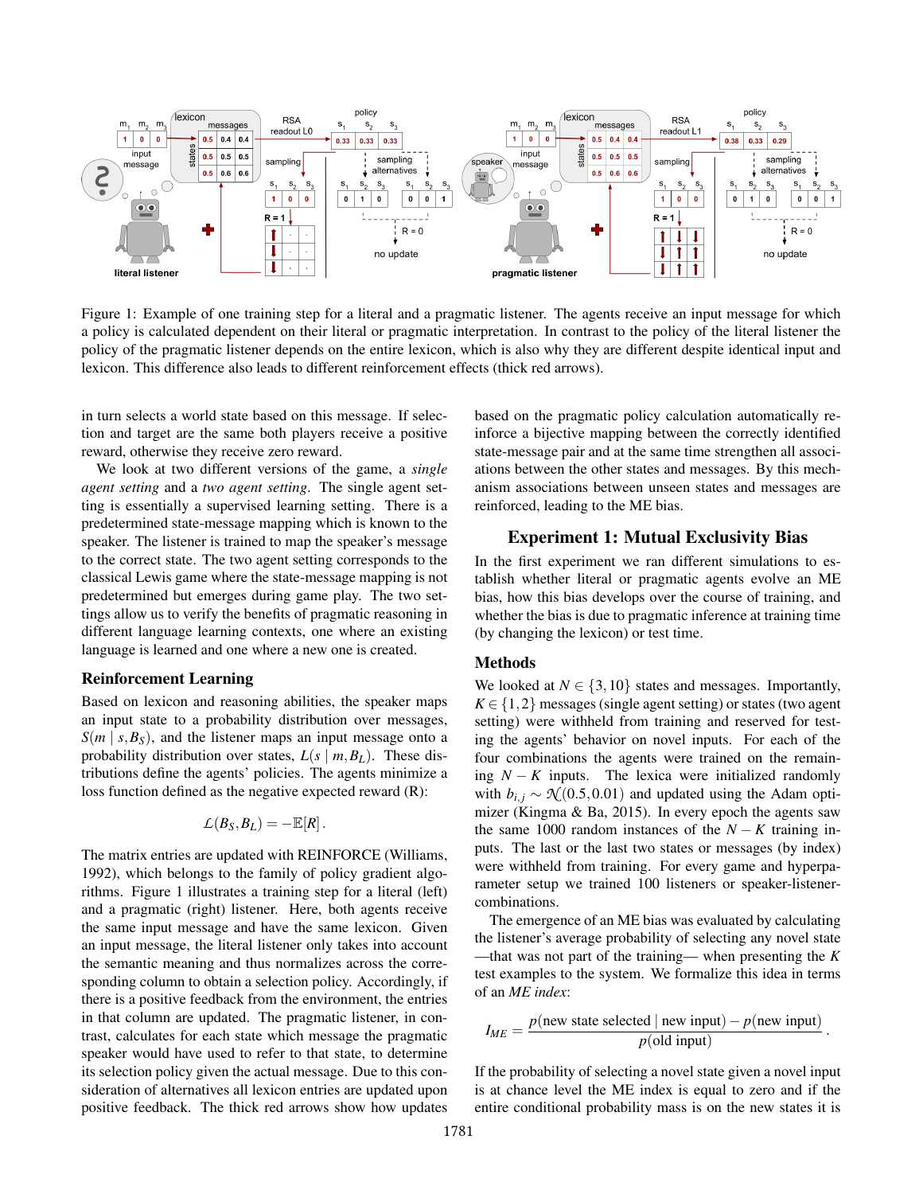Figure 1: Example of one training step for a literal and a pragmatic listener. The agents receive an input message for which a policy is calculated dependent on their literal or pragmatic interpretation. In contrast to the policy of the literal listener the policy of the pragmatic listener depends on the entire lexicon, which is also why they are different despite identical input and lexicon. This difference also leads to different reinforcement effects (thick red arrows).

in turn selects a world state based on this message. If selection and target are the same both players receive a positive reward, otherwise they receive zero reward.

We look at two different versions of the game, a *single agent setting* and a *two agent setting*. The single agent setting is essentially a supervised learning setting. There is a predetermined state-message mapping which is known to the speaker. The listener is trained to map the speaker's message to the correct state. The two agent setting corresponds to the classical Lewis game where the state-message mapping is not predetermined but emerges during game play. The two settings allow us to verify the benefits of pragmatic reasoning in different language learning contexts, one where an existing language is learned and one where a new one is created.

### Reinforcement Learning

Based on lexicon and reasoning abilities, the speaker maps an input state to a probability distribution over messages, $S(m \mid s, B_S)$, and the listener maps an input message onto a probability distribution over states, $L(s \mid m, B_L)$. These distributions define the agents' policies. The agents minimize a loss function defined as the negative expected reward (R):

$$\mathcal{L}(B_S, B_L) = -\mathbb{E}[R]\,.$$

The matrix entries are updated with REINFORCE (Williams, 1992), which belongs to the family of policy gradient algorithms. Figure 1 illustrates a training step for a literal (left) and a pragmatic (right) listener. Here, both agents receive the same input message and have the same lexicon. Given an input message, the literal listener only takes into account the semantic meaning and thus normalizes across the corresponding column to obtain a selection policy. Accordingly, if there is a positive feedback from the environment, the entries in that column are updated. The pragmatic listener, in contrast, calculates for each state which message the pragmatic speaker would have used to refer to that state, to determine its selection policy given the actual message. Due to this consideration of alternatives all lexicon entries are updated upon positive feedback. The thick red arrows show how updates based on the pragmatic policy calculation automatically reinforce a bijective mapping between the correctly identified state-message pair and at the same time strengthen all associations between the other states and messages. By this mechanism associations between unseen states and messages are reinforced, leading to the ME bias.

## Experiment 1: Mutual Exclusivity Bias

In the first experiment we ran different simulations to establish whether literal or pragmatic agents evolve an ME bias, how this bias develops over the course of training, and whether the bias is due to pragmatic inference at training time (by changing the lexicon) or test time.

### Methods

We looked at $N \in \{3, 10\}$ states and messages. Importantly, $K \in \{1, 2\}$ messages (single agent setting) or states (two agent setting) were withheld from training and reserved for testing the agents' behavior on novel inputs. For each of the four combinations the agents were trained on the remaining $N - K$ inputs. The lexica were initialized randomly with $b_{i,j} \sim \mathcal{N}(0.5, 0.01)$ and updated using the Adam optimizer (Kingma & Ba, 2015). In every epoch the agents saw the same 1000 random instances of the $N - K$ training inputs. The last or the last two states or messages (by index) were withheld from training. For every game and hyperparameter setup we trained 100 listeners or speaker-listener-combinations.

The emergence of an ME bias was evaluated by calculating the listener's average probability of selecting any novel state —that was not part of the training— when presenting the $K$ test examples to the system. We formalize this idea in terms of an *ME index*:

$$I_{ME} = \frac{p(\text{new state selected} \mid \text{new input}) - p(\text{new input})}{p(\text{old input})}\,.$$

If the probability of selecting a novel state given a novel input is at chance level the ME index is equal to zero and if the entire conditional probability mass is on the new states it is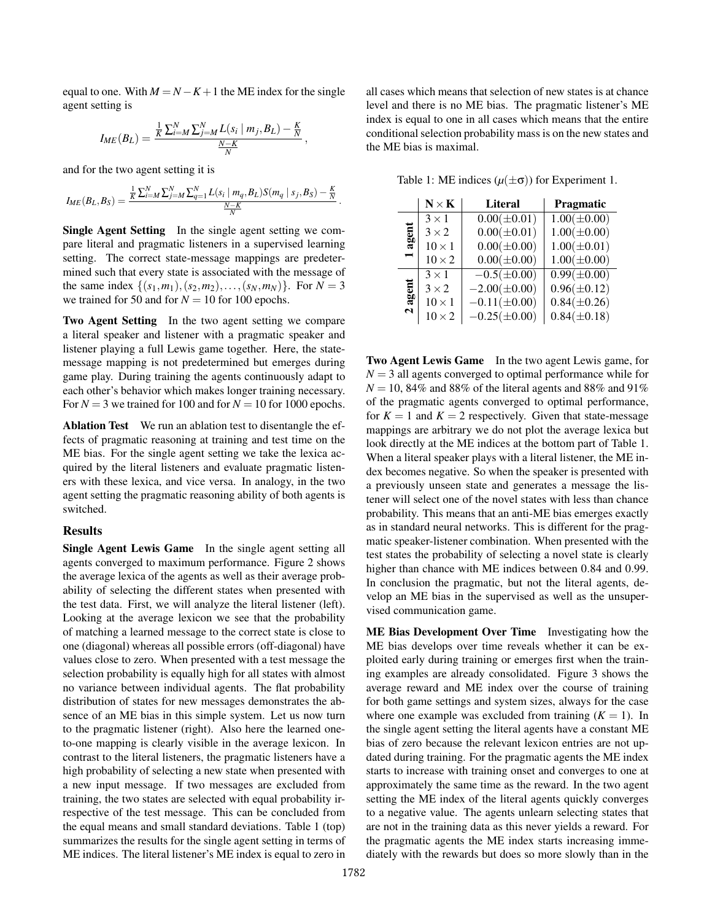equal to one. With $M = N - K + 1$ the ME index for the single agent setting is

$$I_{ME}(B_L) = \frac{\frac{1}{K}\sum_{i=M}^{N}\sum_{j=M}^{N} L(s_i \mid m_j, B_L) - \frac{K}{N}}{\frac{N-K}{N}},$$

and for the two agent setting it is

$$I_{ME}(B_L, B_S) = \frac{\frac{1}{K}\sum_{i=M}^{N}\sum_{j=M}^{N}\sum_{q=1}^{N} L(s_i \mid m_q, B_L) S(m_q \mid s_j, B_S) - \frac{K}{N}}{\frac{N-K}{N}}.$$

**Single Agent Setting** In the single agent setting we compare literal and pragmatic listeners in a supervised learning setting. The correct state-message mappings are predetermined such that every state is associated with the message of the same index $\{(s_1, m_1), (s_2, m_2), \ldots, (s_N, m_N)\}$. For $N = 3$ we trained for 50 and for $N = 10$ for 100 epochs.

**Two Agent Setting** In the two agent setting we compare a literal speaker and listener with a pragmatic speaker and listener playing a full Lewis game together. Here, the state-message mapping is not predetermined but emerges during game play. During training the agents continuously adapt to each other's behavior which makes longer training necessary. For $N = 3$ we trained for 100 and for $N = 10$ for 1000 epochs.

**Ablation Test** We run an ablation test to disentangle the effects of pragmatic reasoning at training and test time on the ME bias. For the single agent setting we take the lexica acquired by the literal listeners and evaluate pragmatic listeners with these lexica, and vice versa. In analogy, in the two agent setting the pragmatic reasoning ability of both agents is switched.

## Results

**Single Agent Lewis Game** In the single agent setting all agents converged to maximum performance. Figure 2 shows the average lexica of the agents as well as their average probability of selecting the different states when presented with the test data. First, we will analyze the literal listener (left). Looking at the average lexicon we see that the probability of matching a learned message to the correct state is close to one (diagonal) whereas all possible errors (off-diagonal) have values close to zero. When presented with a test message the selection probability is equally high for all states with almost no variance between individual agents. The flat probability distribution of states for new messages demonstrates the absence of an ME bias in this simple system. Let us now turn to the pragmatic listener (right). Also here the learned one-to-one mapping is clearly visible in the average lexicon. In contrast to the literal listeners, the pragmatic listeners have a high probability of selecting a new state when presented with a new input message. If two messages are excluded from training, the two states are selected with equal probability irrespective of the test message. This can be concluded from the equal means and small standard deviations. Table 1 (top) summarizes the results for the single agent setting in terms of ME indices. The literal listener's ME index is equal to zero in all cases which means that selection of new states is at chance level and there is no ME bias. The pragmatic listener's ME index is equal to one in all cases which means that the entire conditional selection probability mass is on the new states and the ME bias is maximal.

Table 1: ME indices ($\mu(\pm\sigma)$) for Experiment 1.

| | **N × K** | **Literal** | **Pragmatic** |
|---|---|---|---|
| **1 agent** | $3 \times 1$ | $0.00(\pm 0.01)$ | $1.00(\pm 0.00)$ |
| | $3 \times 2$ | $0.00(\pm 0.01)$ | $1.00(\pm 0.00)$ |
| | $10 \times 1$ | $0.00(\pm 0.00)$ | $1.00(\pm 0.01)$ |
| | $10 \times 2$ | $0.00(\pm 0.00)$ | $1.00(\pm 0.00)$ |
| **2 agent** | $3 \times 1$ | $-0.5(\pm 0.00)$ | $0.99(\pm 0.00)$ |
| | $3 \times 2$ | $-2.00(\pm 0.00)$ | $0.96(\pm 0.12)$ |
| | $10 \times 1$ | $-0.11(\pm 0.00)$ | $0.84(\pm 0.26)$ |
| | $10 \times 2$ | $-0.25(\pm 0.00)$ | $0.84(\pm 0.18)$ |

**Two Agent Lewis Game** In the two agent Lewis game, for $N = 3$ all agents converged to optimal performance while for $N = 10$, 84% and 88% of the literal agents and 88% and 91% of the pragmatic agents converged to optimal performance, for $K = 1$ and $K = 2$ respectively. Given that state-message mappings are arbitrary we do not plot the average lexica but look directly at the ME indices at the bottom part of Table 1. When a literal speaker plays with a literal listener, the ME index becomes negative. So when the speaker is presented with a previously unseen state and generates a message the listener will select one of the novel states with less than chance probability. This means that an anti-ME bias emerges exactly as in standard neural networks. This is different for the pragmatic speaker-listener combination. When presented with the test states the probability of selecting a novel state is clearly higher than chance with ME indices between 0.84 and 0.99. In conclusion the pragmatic, but not the literal agents, develop an ME bias in the supervised as well as the unsupervised communication game.

**ME Bias Development Over Time** Investigating how the ME bias develops over time reveals whether it can be exploited early during training or emerges first when the training examples are already consolidated. Figure 3 shows the average reward and ME index over the course of training for both game settings and system sizes, always for the case where one example was excluded from training ($K = 1$). In the single agent setting the literal agents have a constant ME bias of zero because the relevant lexicon entries are not updated during training. For the pragmatic agents the ME index starts to increase with training onset and converges to one at approximately the same time as the reward. In the two agent setting the ME index of the literal agents quickly converges to a negative value. The agents unlearn selecting states that are not in the training data as this never yields a reward. For the pragmatic agents the ME index starts increasing immediately with the rewards but does so more slowly than in the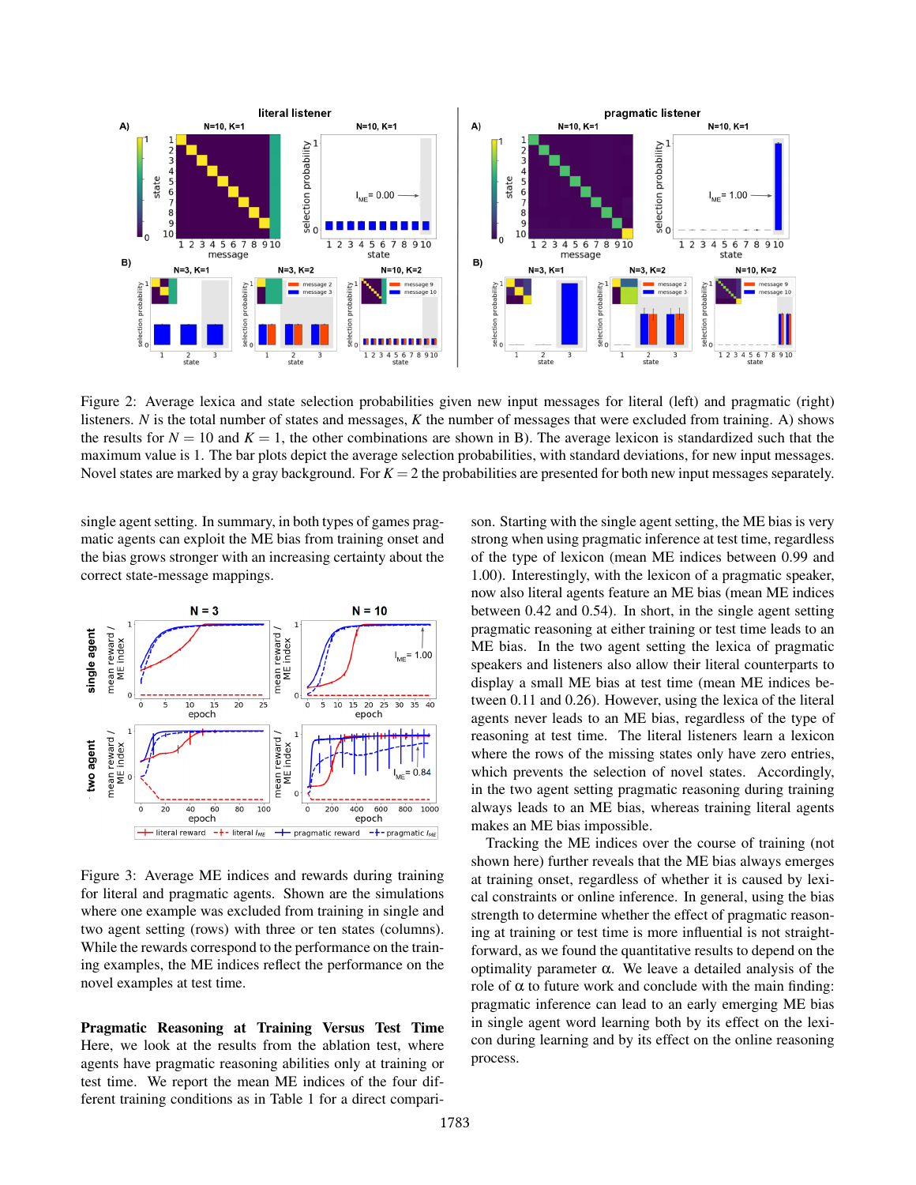Figure 2: Average lexica and state selection probabilities given new input messages for literal (left) and pragmatic (right) listeners. $N$ is the total number of states and messages, $K$ the number of messages that were excluded from training. A) shows the results for $N = 10$ and $K = 1$, the other combinations are shown in B). The average lexicon is standardized such that the maximum value is 1. The bar plots depict the average selection probabilities, with standard deviations, for new input messages. Novel states are marked by a gray background. For $K = 2$ the probabilities are presented for both new input messages separately.

single agent setting. In summary, in both types of games pragmatic agents can exploit the ME bias from training onset and the bias grows stronger with an increasing certainty about the correct state-message mappings.

Figure 3: Average ME indices and rewards during training for literal and pragmatic agents. Shown are the simulations where one example was excluded from training in single and two agent setting (rows) with three or ten states (columns). While the rewards correspond to the performance on the training examples, the ME indices reflect the performance on the novel examples at test time.

**Pragmatic Reasoning at Training Versus Test Time** Here, we look at the results from the ablation test, where agents have pragmatic reasoning abilities only at training or test time. We report the mean ME indices of the four different training conditions as in Table 1 for a direct comparison. Starting with the single agent setting, the ME bias is very strong when using pragmatic inference at test time, regardless of the type of lexicon (mean ME indices between 0.99 and 1.00). Interestingly, with the lexicon of a pragmatic speaker, now also literal agents feature an ME bias (mean ME indices between 0.42 and 0.54). In short, in the single agent setting pragmatic reasoning at either training or test time leads to an ME bias. In the two agent setting the lexica of pragmatic speakers and listeners also allow their literal counterparts to display a small ME bias at test time (mean ME indices between 0.11 and 0.26). However, using the lexica of the literal agents never leads to an ME bias, regardless of the type of reasoning at test time. The literal listeners learn a lexicon where the rows of the missing states only have zero entries, which prevents the selection of novel states. Accordingly, in the two agent setting pragmatic reasoning during training always leads to an ME bias, whereas training literal agents makes an ME bias impossible.

Tracking the ME indices over the course of training (not shown here) further reveals that the ME bias always emerges at training onset, regardless of whether it is caused by lexical constraints or online inference. In general, using the bias strength to determine whether the effect of pragmatic reasoning at training or test time is more influential is not straightforward, as we found the quantitative results to depend on the optimality parameter $\alpha$. We leave a detailed analysis of the role of $\alpha$ to future work and conclude with the main finding: pragmatic inference can lead to an early emerging ME bias in single agent word learning both by its effect on the lexicon during learning and by its effect on the online reasoning process.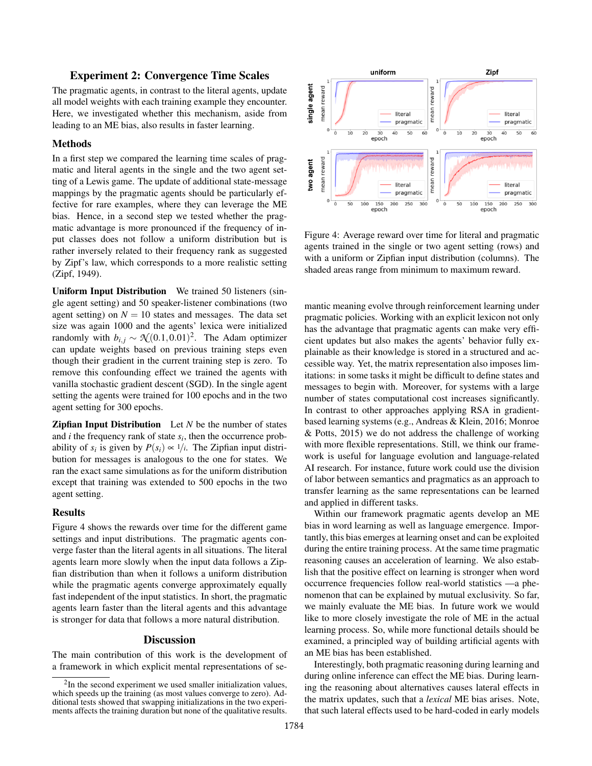## Experiment 2: Convergence Time Scales

The pragmatic agents, in contrast to the literal agents, update all model weights with each training example they encounter. Here, we investigated whether this mechanism, aside from leading to an ME bias, also results in faster learning.

### Methods

In a first step we compared the learning time scales of pragmatic and literal agents in the single and the two agent setting of a Lewis game. The update of additional state-message mappings by the pragmatic agents should be particularly effective for rare examples, where they can leverage the ME bias. Hence, in a second step we tested whether the pragmatic advantage is more pronounced if the frequency of input classes does not follow a uniform distribution but is rather inversely related to their frequency rank as suggested by Zipf's law, which corresponds to a more realistic setting (Zipf, 1949).

**Uniform Input Distribution** We trained 50 listeners (single agent setting) and 50 speaker-listener combinations (two agent setting) on $N = 10$ states and messages. The data set size was again 1000 and the agents' lexica were initialized randomly with $b_{i,j} \sim \mathcal{N}(0.1, 0.01)^2$. The Adam optimizer can update weights based on previous training steps even though their gradient in the current training step is zero. To remove this confounding effect we trained the agents with vanilla stochastic gradient descent (SGD). In the single agent setting the agents were trained for 100 epochs and in the two agent setting for 300 epochs.

**Zipfian Input Distribution** Let $N$ be the number of states and $i$ the frequency rank of state $s_i$, then the occurrence probability of $s_i$ is given by $P(s_i) \propto 1/i$. The Zipfian input distribution for messages is analogous to the one for states. We ran the exact same simulations as for the uniform distribution except that training was extended to 500 epochs in the two agent setting.

### Results

Figure 4 shows the rewards over time for the different game settings and input distributions. The pragmatic agents converge faster than the literal agents in all situations. The literal agents learn more slowly when the input data follows a Zipfian distribution than when it follows a uniform distribution while the pragmatic agents converge approximately equally fast independent of the input statistics. In short, the pragmatic agents learn faster than the literal agents and this advantage is stronger for data that follows a more natural distribution.

Figure 4: Average reward over time for literal and pragmatic agents trained in the single or two agent setting (rows) and with a uniform or Zipfian input distribution (columns). The shaded areas range from minimum to maximum reward.

## Discussion

The main contribution of this work is the development of a framework in which explicit mental representations of semantic meaning evolve through reinforcement learning under pragmatic policies. Working with an explicit lexicon not only has the advantage that pragmatic agents can make very efficient updates but also makes the agents' behavior fully explainable as their knowledge is stored in a structured and accessible way. Yet, the matrix representation also imposes limitations: in some tasks it might be difficult to define states and messages to begin with. Moreover, for systems with a large number of states computational cost increases significantly. In contrast to other approaches applying RSA in gradient-based learning systems (e.g., Andreas & Klein, 2016; Monroe & Potts, 2015) we do not address the challenge of working with more flexible representations. Still, we think our framework is useful for language evolution and language-related AI research. For instance, future work could use the division of labor between semantics and pragmatics as an approach to transfer learning as the same representations can be learned and applied in different tasks.

Within our framework pragmatic agents develop an ME bias in word learning as well as language emergence. Importantly, this bias emerges at learning onset and can be exploited during the entire training process. At the same time pragmatic reasoning causes an acceleration of learning. We also establish that the positive effect on learning is stronger when word occurrence frequencies follow real-world statistics —a phenomenon that can be explained by mutual exclusivity. So far, we mainly evaluate the ME bias. In future work we would like to more closely investigate the role of ME in the actual learning process. So, while more functional details should be examined, a principled way of building artificial agents with an ME bias has been established.

Interestingly, both pragmatic reasoning during learning and during online inference can effect the ME bias. During learning the reasoning about alternatives causes lateral effects in the matrix updates, such that a *lexical* ME bias arises. Note, that such lateral effects used to be hard-coded in early models

[2] In the second experiment we used smaller initialization values, which speeds up the training (as most values converge to zero). Additional tests showed that swapping initializations in the two experiments affects the training duration but none of the qualitative results.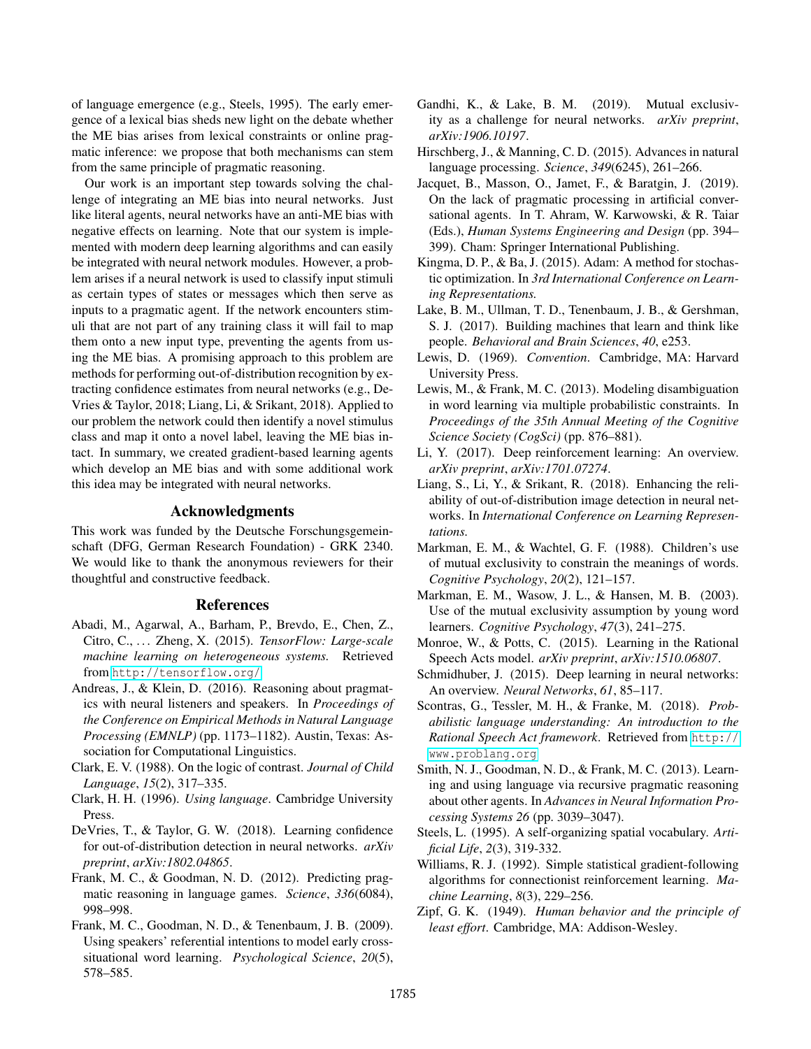of language emergence (e.g., Steels, 1995). The early emergence of a lexical bias sheds new light on the debate whether the ME bias arises from lexical constraints or online pragmatic inference: we propose that both mechanisms can stem from the same principle of pragmatic reasoning.

Our work is an important step towards solving the challenge of integrating an ME bias into neural networks. Just like literal agents, neural networks have an anti-ME bias with negative effects on learning. Note that our system is implemented with modern deep learning algorithms and can easily be integrated with neural network modules. However, a problem arises if a neural network is used to classify input stimuli as certain types of states or messages which then serve as inputs to a pragmatic agent. If the network encounters stimuli that are not part of any training class it will fail to map them onto a new input type, preventing the agents from using the ME bias. A promising approach to this problem are methods for performing out-of-distribution recognition by extracting confidence estimates from neural networks (e.g., DeVries & Taylor, 2018; Liang, Li, & Srikant, 2018). Applied to our problem the network could then identify a novel stimulus class and map it onto a novel label, leaving the ME bias intact. In summary, we created gradient-based learning agents which develop an ME bias and with some additional work this idea may be integrated with neural networks.

## Acknowledgments

This work was funded by the Deutsche Forschungsgemeinschaft (DFG, German Research Foundation) - GRK 2340. We would like to thank the anonymous reviewers for their thoughtful and constructive feedback.

## References

Abadi, M., Agarwal, A., Barham, P., Brevdo, E., Chen, Z., Citro, C., ... Zheng, X. (2015). *TensorFlow: Large-scale machine learning on heterogeneous systems.* Retrieved from http://tensorflow.org/

Andreas, J., & Klein, D. (2016). Reasoning about pragmatics with neural listeners and speakers. In *Proceedings of the Conference on Empirical Methods in Natural Language Processing (EMNLP)* (pp. 1173–1182). Austin, Texas: Association for Computational Linguistics.

Clark, E. V. (1988). On the logic of contrast. *Journal of Child Language*, *15*(2), 317–335.

Clark, H. H. (1996). *Using language*. Cambridge University Press.

DeVries, T., & Taylor, G. W. (2018). Learning confidence for out-of-distribution detection in neural networks. *arXiv preprint*, *arXiv:1802.04865*.

Frank, M. C., & Goodman, N. D. (2012). Predicting pragmatic reasoning in language games. *Science*, *336*(6084), 998–998.

Frank, M. C., Goodman, N. D., & Tenenbaum, J. B. (2009). Using speakers' referential intentions to model early cross-situational word learning. *Psychological Science*, *20*(5), 578–585.

Gandhi, K., & Lake, B. M. (2019). Mutual exclusivity as a challenge for neural networks. *arXiv preprint*, *arXiv:1906.10197*.

Hirschberg, J., & Manning, C. D. (2015). Advances in natural language processing. *Science*, *349*(6245), 261–266.

Jacquet, B., Masson, O., Jamet, F., & Baratgin, J. (2019). On the lack of pragmatic processing in artificial conversational agents. In T. Ahram, W. Karwowski, & R. Taiar (Eds.), *Human Systems Engineering and Design* (pp. 394–399). Cham: Springer International Publishing.

Kingma, D. P., & Ba, J. (2015). Adam: A method for stochastic optimization. In *3rd International Conference on Learning Representations.*

Lake, B. M., Ullman, T. D., Tenenbaum, J. B., & Gershman, S. J. (2017). Building machines that learn and think like people. *Behavioral and Brain Sciences*, *40*, e253.

Lewis, D. (1969). *Convention*. Cambridge, MA: Harvard University Press.

Lewis, M., & Frank, M. C. (2013). Modeling disambiguation in word learning via multiple probabilistic constraints. In *Proceedings of the 35th Annual Meeting of the Cognitive Science Society (CogSci)* (pp. 876–881).

Li, Y. (2017). Deep reinforcement learning: An overview. *arXiv preprint*, *arXiv:1701.07274*.

Liang, S., Li, Y., & Srikant, R. (2018). Enhancing the reliability of out-of-distribution image detection in neural networks. In *International Conference on Learning Representations.*

Markman, E. M., & Wachtel, G. F. (1988). Children's use of mutual exclusivity to constrain the meanings of words. *Cognitive Psychology*, *20*(2), 121–157.

Markman, E. M., Wasow, J. L., & Hansen, M. B. (2003). Use of the mutual exclusivity assumption by young word learners. *Cognitive Psychology*, *47*(3), 241–275.

Monroe, W., & Potts, C. (2015). Learning in the Rational Speech Acts model. *arXiv preprint*, *arXiv:1510.06807*.

Schmidhuber, J. (2015). Deep learning in neural networks: An overview. *Neural Networks*, *61*, 85–117.

Scontras, G., Tessler, M. H., & Franke, M. (2018). *Probabilistic language understanding: An introduction to the Rational Speech Act framework*. Retrieved from http://www.problang.org

Smith, N. J., Goodman, N. D., & Frank, M. C. (2013). Learning and using language via recursive pragmatic reasoning about other agents. In *Advances in Neural Information Processing Systems 26* (pp. 3039–3047).

Steels, L. (1995). A self-organizing spatial vocabulary. *Artificial Life*, *2*(3), 319-332.

Williams, R. J. (1992). Simple statistical gradient-following algorithms for connectionist reinforcement learning. *Machine Learning*, *8*(3), 229–256.

Zipf, G. K. (1949). *Human behavior and the principle of least effort*. Cambridge, MA: Addison-Wesley.